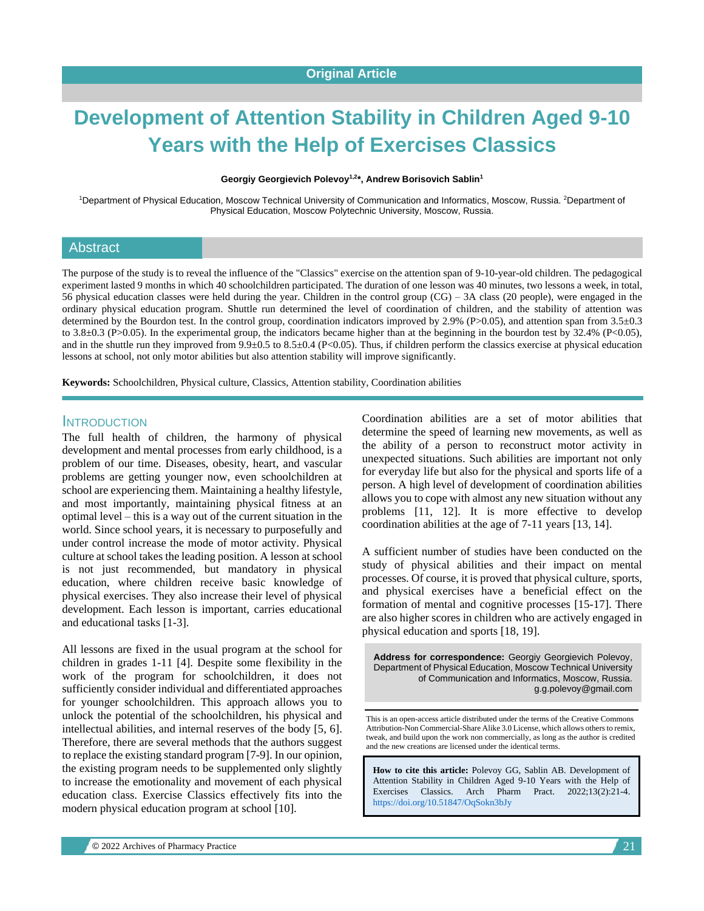Original Article

# Development of Attention Stability in Children Aged 9-10 Years with the Help of Exercises Classics

**Georgiy Georgievich Polevoy[1,2]*, Andrew Borisovich Sablin[1]**

[1]Department of Physical Education, Moscow Technical University of Communication and Informatics, Moscow, Russia. [2]Department of Physical Education, Moscow Polytechnic University, Moscow, Russia.

## Abstract

The purpose of the study is to reveal the influence of the "Classics" exercise on the attention span of 9-10-year-old children. The pedagogical experiment lasted 9 months in which 40 schoolchildren participated. The duration of one lesson was 40 minutes, two lessons a week, in total, 56 physical education classes were held during the year. Children in the control group (CG) – 3A class (20 people), were engaged in the ordinary physical education program. Shuttle run determined the level of coordination of children, and the stability of attention was determined by the Bourdon test. In the control group, coordination indicators improved by 2.9% (P>0.05), and attention span from 3.5±0.3 to 3.8±0.3 (P>0.05). In the experimental group, the indicators became higher than at the beginning in the bourdon test by 32.4% (P<0.05), and in the shuttle run they improved from 9.9±0.5 to 8.5±0.4 (P<0.05). Thus, if children perform the classics exercise at physical education lessons at school, not only motor abilities but also attention stability will improve significantly.

**Keywords:** Schoolchildren, Physical culture, Classics, Attention stability, Coordination abilities

## Introduction

The full health of children, the harmony of physical development and mental processes from early childhood, is a problem of our time. Diseases, obesity, heart, and vascular problems are getting younger now, even schoolchildren at school are experiencing them. Maintaining a healthy lifestyle, and most importantly, maintaining physical fitness at an optimal level – this is a way out of the current situation in the world. Since school years, it is necessary to purposefully and under control increase the mode of motor activity. Physical culture at school takes the leading position. A lesson at school is not just recommended, but mandatory in physical education, where children receive basic knowledge of physical exercises. They also increase their level of physical development. Each lesson is important, carries educational and educational tasks [1-3].

All lessons are fixed in the usual program at the school for children in grades 1-11 [4]. Despite some flexibility in the work of the program for schoolchildren, it does not sufficiently consider individual and differentiated approaches for younger schoolchildren. This approach allows you to unlock the potential of the schoolchildren, his physical and intellectual abilities, and internal reserves of the body [5, 6]. Therefore, there are several methods that the authors suggest to replace the existing standard program [7-9]. In our opinion, the existing program needs to be supplemented only slightly to increase the emotionality and movement of each physical education class. Exercise Classics effectively fits into the modern physical education program at school [10].

Coordination abilities are a set of motor abilities that determine the speed of learning new movements, as well as the ability of a person to reconstruct motor activity in unexpected situations. Such abilities are important not only for everyday life but also for the physical and sports life of a person. A high level of development of coordination abilities allows you to cope with almost any new situation without any problems [11, 12]. It is more effective to develop coordination abilities at the age of 7-11 years [13, 14].

A sufficient number of studies have been conducted on the study of physical abilities and their impact on mental processes. Of course, it is proved that physical culture, sports, and physical exercises have a beneficial effect on the formation of mental and cognitive processes [15-17]. There are also higher scores in children who are actively engaged in physical education and sports [18, 19].

**Address for correspondence:** Georgiy Georgievich Polevoy, Department of Physical Education, Moscow Technical University of Communication and Informatics, Moscow, Russia. g.g.polevoy@gmail.com

This is an open-access article distributed under the terms of the Creative Commons Attribution-Non Commercial-Share Alike 3.0 License, which allows others to remix, tweak, and build upon the work non commercially, as long as the author is credited and the new creations are licensed under the identical terms.

**How to cite this article:** Polevoy GG, Sablin AB. Development of Attention Stability in Children Aged 9-10 Years with the Help of Exercises Classics. Arch Pharm Pract. 2022;13(2):21-4. https://doi.org/10.51847/OqSokn3bJy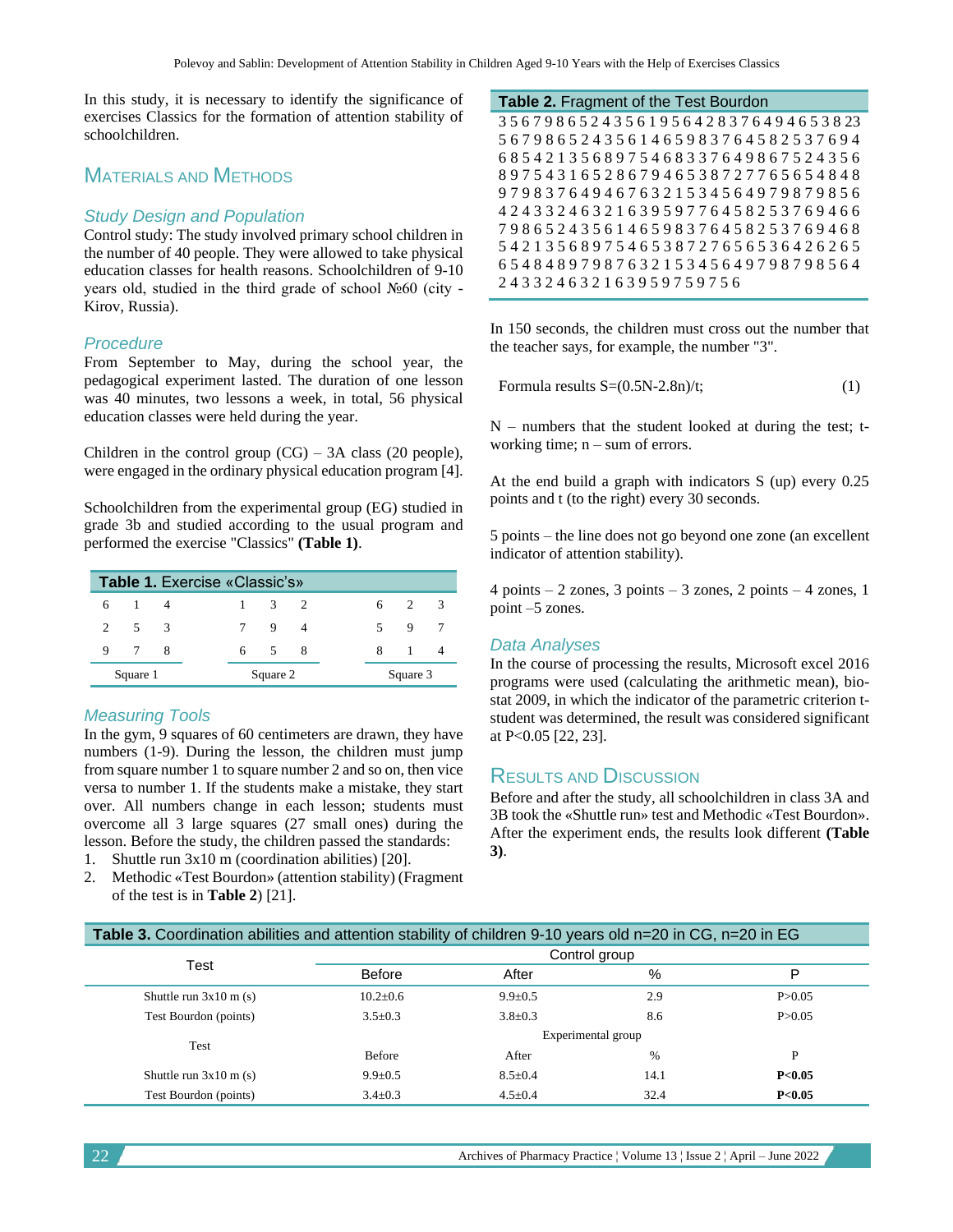In this study, it is necessary to identify the significance of exercises Classics for the formation of attention stability of schoolchildren.

## Materials and Methods

### Study Design and Population

Control study: The study involved primary school children in the number of 40 people. They were allowed to take physical education classes for health reasons. Schoolchildren of 9-10 years old, studied in the third grade of school №60 (city - Kirov, Russia).

### Procedure

From September to May, during the school year, the pedagogical experiment lasted. The duration of one lesson was 40 minutes, two lessons a week, in total, 56 physical education classes were held during the year.

Children in the control group (CG) – 3A class (20 people), were engaged in the ordinary physical education program [4].

Schoolchildren from the experimental group (EG) studied in grade 3b and studied according to the usual program and performed the exercise "Classics" **(Table 1)**.

**Table 1.** Exercise «Classic's»

| | | | | | | | | |
|---|---|---|---|---|---|---|---|---|
| 6 | 1 | 4 | 1 | 3 | 2 | 6 | 2 | 3 |
| 2 | 5 | 3 | 7 | 9 | 4 | 5 | 9 | 7 |
| 9 | 7 | 8 | 6 | 5 | 8 | 8 | 1 | 4 |
| Square 1 | | | Square 2 | | | Square 3 | | |

### Measuring Tools

In the gym, 9 squares of 60 centimeters are drawn, they have numbers (1-9). During the lesson, the children must jump from square number 1 to square number 2 and so on, then vice versa to number 1. If the students make a mistake, they start over. All numbers change in each lesson; students must overcome all 3 large squares (27 small ones) during the lesson. Before the study, the children passed the standards:

1. Shuttle run 3x10 m (coordination abilities) [20].
2. Methodic «Test Bourdon» (attention stability) (Fragment of the test is in **Table 2**) [21].

**Table 2.** Fragment of the Test Bourdon

```
3 5 6 7 9 8 6 5 2 4 3 5 6 1 9 5 6 4 2 8 3 7 6 4 9 4 6 5 3 8 23
5 6 7 9 8 6 5 2 4 3 5 6 1 4 6 5 9 8 3 7 6 4 5 8 2 5 3 7 6 9 4
6 8 5 4 2 1 3 5 6 8 9 7 5 4 6 8 3 3 7 6 4 9 8 6 7 5 2 4 3 5 6
8 9 7 5 4 3 1 6 5 2 8 6 7 9 4 6 5 3 8 7 2 7 7 6 5 6 5 4 8 4 8
9 7 9 8 3 7 6 4 9 4 6 7 6 3 2 1 5 3 4 5 6 4 9 7 9 8 7 9 8 5 6
4 2 4 3 3 2 4 6 3 2 1 6 3 9 5 9 7 7 6 4 5 8 2 5 3 7 6 9 4 6 6
7 9 8 6 5 2 4 3 5 6 1 4 6 5 9 8 3 7 6 4 5 8 2 5 3 7 6 9 4 6 8
5 4 2 1 3 5 6 8 9 7 5 4 6 5 3 8 7 2 7 6 5 6 5 3 6 4 2 6 2 6 5
6 5 4 8 4 8 9 7 9 8 7 6 3 2 1 5 3 4 5 6 4 9 7 9 8 7 9 8 5 6 4
2 4 3 3 2 4 6 3 2 1 6 3 9 5 9 7 5 9 7 5 6
```

In 150 seconds, the children must cross out the number that the teacher says, for example, the number "3".

Formula results $S=(0.5N-2.8n)/t$; (1)

N – numbers that the student looked at during the test; t- working time; n – sum of errors.

At the end build a graph with indicators S (up) every 0.25 points and t (to the right) every 30 seconds.

5 points – the line does not go beyond one zone (an excellent indicator of attention stability).

4 points – 2 zones, 3 points – 3 zones, 2 points – 4 zones, 1 point –5 zones.

### Data Analyses

In the course of processing the results, Microsoft excel 2016 programs were used (calculating the arithmetic mean), bio-stat 2009, in which the indicator of the parametric criterion t-student was determined, the result was considered significant at P<0.05 [22, 23].

## Results and Discussion

Before and after the study, all schoolchildren in class 3A and 3B took the «Shuttle run» test and Methodic «Test Bourdon». After the experiment ends, the results look different **(Table 3)**.

**Table 3.** Coordination abilities and attention stability of children 9-10 years old n=20 in CG, n=20 in EG

| Test | Control group | | | |
|---|---|---|---|---|
| | Before | After | % | P |
| Shuttle run 3x10 m (s) | 10.2±0.6 | 9.9±0.5 | 2.9 | P>0.05 |
| Test Bourdon (points) | 3.5±0.3 | 3.8±0.3 | 8.6 | P>0.05 |
| Test | Experimental group | | | |
| | Before | After | % | P |
| Shuttle run 3x10 m (s) | 9.9±0.5 | 8.5±0.4 | 14.1 | **P<0.05** |
| Test Bourdon (points) | 3.4±0.3 | 4.5±0.4 | 32.4 | **P<0.05** |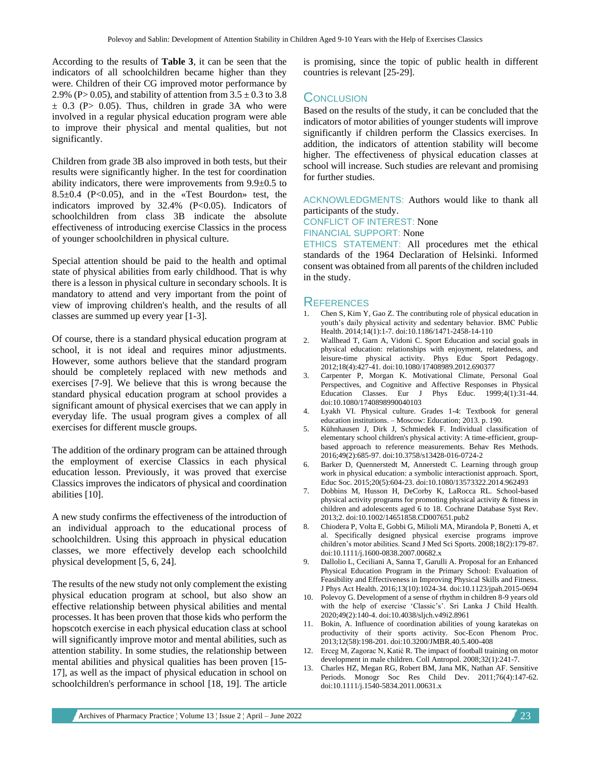According to the results of **Table 3**, it can be seen that the indicators of all schoolchildren became higher than they were. Children of their CG improved motor performance by 2.9% ($P > 0.05$), and stability of attention from $3.5 \pm 0.3$ to $3.8 \pm 0.3$ ($P > 0.05$). Thus, children in grade 3A who were involved in a regular physical education program were able to improve their physical and mental qualities, but not significantly.

Children from grade 3B also improved in both tests, but their results were significantly higher. In the test for coordination ability indicators, there were improvements from $9.9 \pm 0.5$ to $8.5 \pm 0.4$ ($P < 0.05$), and in the «Test Bourdon» test, the indicators improved by 32.4% ($P < 0.05$). Indicators of schoolchildren from class 3B indicate the absolute effectiveness of introducing exercise Classics in the process of younger schoolchildren in physical culture.

Special attention should be paid to the health and optimal state of physical abilities from early childhood. That is why there is a lesson in physical culture in secondary schools. It is mandatory to attend and very important from the point of view of improving children's health, and the results of all classes are summed up every year [1-3].

Of course, there is a standard physical education program at school, it is not ideal and requires minor adjustments. However, some authors believe that the standard program should be completely replaced with new methods and exercises [7-9]. We believe that this is wrong because the standard physical education program at school provides a significant amount of physical exercises that we can apply in everyday life. The usual program gives a complex of all exercises for different muscle groups.

The addition of the ordinary program can be attained through the employment of exercise Classics in each physical education lesson. Previously, it was proved that exercise Classics improves the indicators of physical and coordination abilities [10].

A new study confirms the effectiveness of the introduction of an individual approach to the educational process of schoolchildren. Using this approach in physical education classes, we more effectively develop each schoolchild physical development [5, 6, 24].

The results of the new study not only complement the existing physical education program at school, but also show an effective relationship between physical abilities and mental processes. It has been proven that those kids who perform the hopscotch exercise in each physical education class at school will significantly improve motor and mental abilities, such as attention stability. In some studies, the relationship between mental abilities and physical qualities has been proven [15-17], as well as the impact of physical education in school on schoolchildren's performance in school [18, 19]. The article is promising, since the topic of public health in different countries is relevant [25-29].

## Conclusion

Based on the results of the study, it can be concluded that the indicators of motor abilities of younger students will improve significantly if children perform the Classics exercises. In addition, the indicators of attention stability will become higher. The effectiveness of physical education classes at school will increase. Such studies are relevant and promising for further studies.

ACKNOWLEDGMENTS: Authors would like to thank all participants of the study.

CONFLICT OF INTEREST: None

FINANCIAL SUPPORT: None

ETHICS STATEMENT: All procedures met the ethical standards of the 1964 Declaration of Helsinki. Informed consent was obtained from all parents of the children included in the study.

## References

1. Chen S, Kim Y, Gao Z. The contributing role of physical education in youth's daily physical activity and sedentary behavior. BMC Public Health. 2014;14(1):1-7. doi:10.1186/1471-2458-14-110
2. Wallhead T, Garn A, Vidoni C. Sport Education and social goals in physical education: relationships with enjoyment, relatedness, and leisure-time physical activity. Phys Educ Sport Pedagogy. 2012;18(4):427-41. doi:10.1080/17408989.2012.690377
3. Carpenter P, Morgan K. Motivational Climate, Personal Goal Perspectives, and Cognitive and Affective Responses in Physical Education Classes. Eur J Phys Educ. 1999;4(1):31-44. doi:10.1080/1740898990040103
4. Lyakh VI. Physical culture. Grades 1-4: Textbook for general education institutions. – Moscow: Education; 2013. p. 190.
5. Kühnhausen J, Dirk J, Schmiedek F. Individual classification of elementary school children's physical activity: A time-efficient, group-based approach to reference measurements. Behav Res Methods. 2016;49(2):685-97. doi:10.3758/s13428-016-0724-2
6. Barker D, Quennerstedt M, Annerstedt C. Learning through group work in physical education: a symbolic interactionist approach. Sport, Educ Soc. 2015;20(5):604-23. doi:10.1080/13573322.2014.962493
7. Dobbins M, Husson H, DeCorby K, LaRocca RL. School-based physical activity programs for promoting physical activity & fitness in children and adolescents aged 6 to 18. Cochrane Database Syst Rev. 2013;2. doi:10.1002/14651858.CD007651.pub2
8. Chiodera P, Volta E, Gobbi G, Milioli MA, Mirandola P, Bonetti A, et al. Specifically designed physical exercise programs improve children's motor abilities. Scand J Med Sci Sports. 2008;18(2):179-87. doi:10.1111/j.1600-0838.2007.00682.x
9. Dallolio L, Ceciliani A, Sanna T, Garulli A. Proposal for an Enhanced Physical Education Program in the Primary School: Evaluation of Feasibility and Effectiveness in Improving Physical Skills and Fitness. J Phys Act Health. 2016;13(10):1024-34. doi:10.1123/jpah.2015-0694
10. Polevoy G. Development of a sense of rhythm in children 8-9 years old with the help of exercise 'Classic's'. Sri Lanka J Child Health. 2020;49(2):140-4. doi:10.4038/sljch.v49i2.8961
11. Bokin, A. Influence of coordination abilities of young karatekas on productivity of their sports activity. Soc-Econ Phenom Proc. 2013;12(58):198-201. doi:10.3200/JMBR.40.5.400-408
12. Erceg M, Zagorac N, Katić R. The impact of football training on motor development in male children. Coll Antropol. 2008;32(1):241-7.
13. Charles HZ, Megan RG, Robert BM, Jana MK, Nathan AF. Sensitive Periods. Monogr Soc Res Child Dev. 2011;76(4):147-62. doi:10.1111/j.1540-5834.2011.00631.x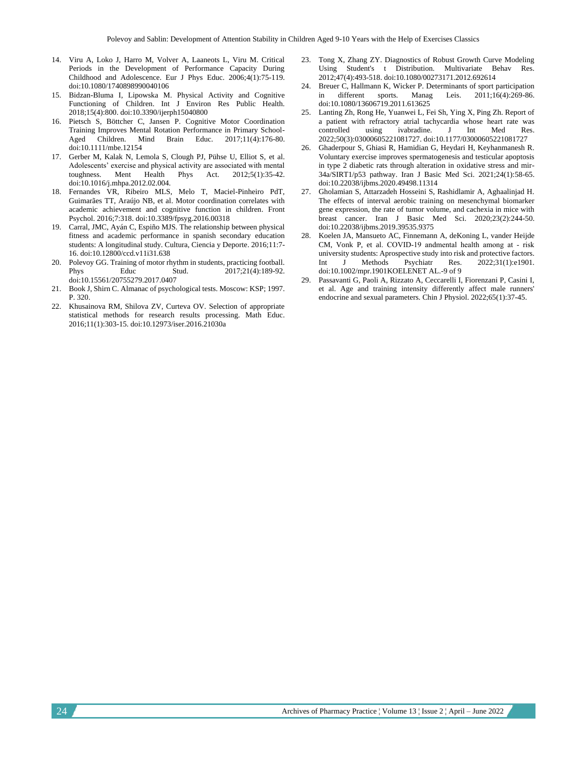14. Viru A, Loko J, Harro M, Volver A, Laaneots L, Viru M. Critical Periods in the Development of Performance Capacity During Childhood and Adolescence. Eur J Phys Educ. 2006;4(1):75-119. doi:10.1080/1740898990040106
15. Bidzan-Bluma I, Lipowska M. Physical Activity and Cognitive Functioning of Children. Int J Environ Res Public Health. 2018;15(4):800. doi:10.3390/ijerph15040800
16. Pietsch S, Böttcher C, Jansen P. Cognitive Motor Coordination Training Improves Mental Rotation Performance in Primary School-Aged Children. Mind Brain Educ. 2017;11(4):176-80. doi:10.1111/mbe.12154
17. Gerber M, Kalak N, Lemola S, Clough PJ, Pühse U, Elliot S, et al. Adolescents' exercise and physical activity are associated with mental toughness. Ment Health Phys Act. 2012;5(1):35-42. doi:10.1016/j.mhpa.2012.02.004.
18. Fernandes VR, Ribeiro MLS, Melo T, Maciel-Pinheiro PdT, Guimarães TT, Araújo NB, et al. Motor coordination correlates with academic achievement and cognitive function in children. Front Psychol. 2016;7:318. doi:10.3389/fpsyg.2016.00318
19. Carral, JMC, Ayán C, Espiño MJS. The relationship between physical fitness and academic performance in spanish secondary education students: A longitudinal study. Cultura, Ciencia y Deporte. 2016;11:7-16. doi:10.12800/ccd.v11i31.638
20. Polevoy GG. Training of motor rhythm in students, practicing football. Phys Educ Stud. 2017;21(4):189-92. doi:10.15561/20755279.2017.0407
21. Book J, Shirn C. Almanac of psychological tests. Moscow: KSP; 1997. P. 320.
22. Khusainova RM, Shilova ZV, Curteva OV. Selection of appropriate statistical methods for research results processing. Math Educ. 2016;11(1):303-15. doi:10.12973/iser.2016.21030a
23. Tong X, Zhang ZY. Diagnostics of Robust Growth Curve Modeling Using Student's t Distribution. Multivariate Behav Res. 2012;47(4):493-518. doi:10.1080/00273171.2012.692614
24. Breuer C, Hallmann K, Wicker P. Determinants of sport participation in different sports. Manag Leis. 2011;16(4):269-86. doi:10.1080/13606719.2011.613625
25. Lanting Zh, Rong He, Yuanwei L, Fei Sh, Ying X, Ping Zh. Report of a patient with refractory atrial tachycardia whose heart rate was controlled using ivabradine. J Int Med Res. 2022;50(3):03000605221081727. doi:10.1177/03000605221081727
26. Ghaderpour S, Ghiasi R, Hamidian G, Heydari H, Keyhanmanesh R. Voluntary exercise improves spermatogenesis and testicular apoptosis in type 2 diabetic rats through alteration in oxidative stress and mir-34a/SIRT1/p53 pathway. Iran J Basic Med Sci. 2021;24(1):58-65. doi:10.22038/ijbms.2020.49498.11314
27. Gholamian S, Attarzadeh Hosseini S, Rashidlamir A, Aghaalinjad H. The effects of interval aerobic training on mesenchymal biomarker gene expression, the rate of tumor volume, and cachexia in mice with breast cancer. Iran J Basic Med Sci. 2020;23(2):244-50. doi:10.22038/ijbms.2019.39535.9375
28. Koelen JA, Mansueto AC, Finnemann A, deKoning L, vander Heijde CM, Vonk P, et al. COVID-19 andmental health among at - risk university students: Aprospective study into risk and protective factors. Int J Methods Psychiatr Res. 2022;31(1):e1901. doi:10.1002/mpr.1901KOELENET AL.-9 of 9
29. Passavanti G, Paoli A, Rizzato A, Ceccarelli I, Fiorenzani P, Casini I, et al. Age and training intensity differently affect male runners' endocrine and sexual parameters. Chin J Physiol. 2022;65(1):37-45.